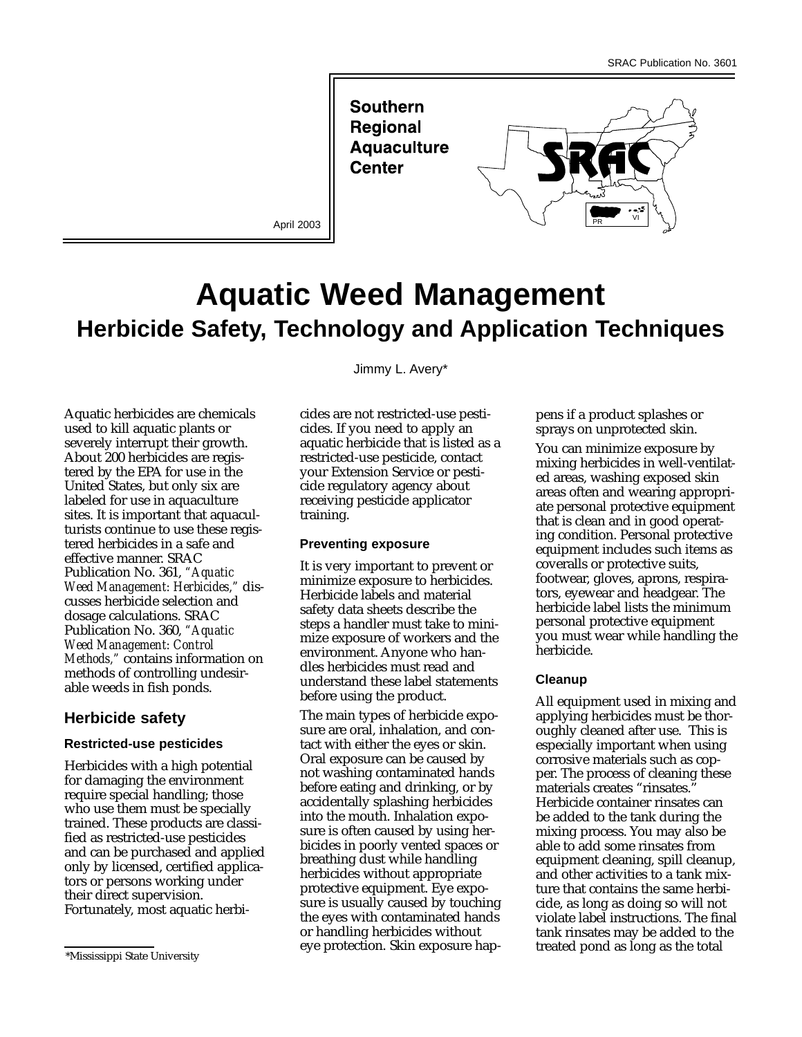SRAC Publication No. 3601

Southern Regional Aquaculture Center

April 2003

# Aquatic Weed Management

## Herbicide Safety, Technology and Application Techniques

Jimmy L. Avery*

Aquatic herbicides are chemicals used to kill aquatic plants or severely interrupt their growth. About 200 herbicides are registered by the EPA for use in the United States, but only six are labeled for use in aquaculture sites. It is important that aquaculturists continue to use these registered herbicides in a safe and effective manner. SRAC Publication No. 361, *"Aquatic Weed Management: Herbicides,"* discusses herbicide selection and dosage calculations. SRAC Publication No. 360, *"Aquatic Weed Management: Control Methods,"* contains information on methods of controlling undesirable weeds in fish ponds.

## Herbicide safety

### Restricted-use pesticides

Herbicides with a high potential for damaging the environment require special handling; those who use them must be specially trained. These products are classified as restricted-use pesticides and can be purchased and applied only by licensed, certified applicators or persons working under their direct supervision. Fortunately, most aquatic herbicides are not restricted-use pesticides. If you need to apply an aquatic herbicide that is listed as a restricted-use pesticide, contact your Extension Service or pesticide regulatory agency about receiving pesticide applicator training.

### Preventing exposure

It is very important to prevent or minimize exposure to herbicides. Herbicide labels and material safety data sheets describe the steps a handler must take to minimize exposure of workers and the environment. Anyone who handles herbicides must read and understand these label statements before using the product.

The main types of herbicide exposure are oral, inhalation, and contact with either the eyes or skin. Oral exposure can be caused by not washing contaminated hands before eating and drinking, or by accidentally splashing herbicides into the mouth. Inhalation exposure is often caused by using herbicides in poorly vented spaces or breathing dust while handling herbicides without appropriate protective equipment. Eye exposure is usually caused by touching the eyes with contaminated hands or handling herbicides without eye protection. Skin exposure happens if a product splashes or sprays on unprotected skin.

You can minimize exposure by mixing herbicides in well-ventilated areas, washing exposed skin areas often and wearing appropriate personal protective equipment that is clean and in good operating condition. Personal protective equipment includes such items as coveralls or protective suits, footwear, gloves, aprons, respirators, eyewear and headgear. The herbicide label lists the minimum personal protective equipment you must wear while handling the herbicide.

### Cleanup

All equipment used in mixing and applying herbicides must be thoroughly cleaned after use. This is especially important when using corrosive materials such as copper. The process of cleaning these materials creates "rinsates." Herbicide container rinsates can be added to the tank during the mixing process. You may also be able to add some rinsates from equipment cleaning, spill cleanup, and other activities to a tank mixture that contains the same herbicide, as long as doing so will not violate label instructions. The final tank rinsates may be added to the treated pond as long as the total

*Mississippi State University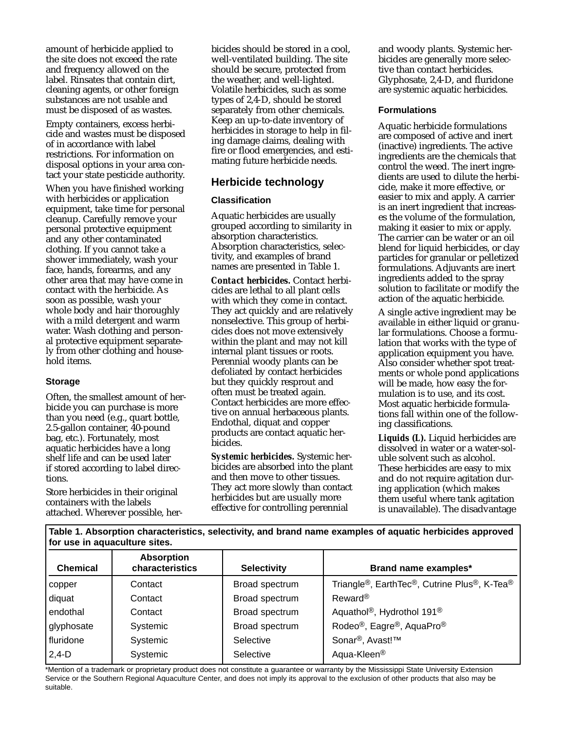amount of herbicide applied to the site does not exceed the rate and frequency allowed on the label. Rinsates that contain dirt, cleaning agents, or other foreign substances are not usable and must be disposed of as wastes.

Empty containers, excess herbicide and wastes must be disposed of in accordance with label restrictions. For information on disposal options in your area contact your state pesticide authority.

When you have finished working with herbicides or application equipment, take time for personal cleanup. Carefully remove your personal protective equipment and any other contaminated clothing. If you cannot take a shower immediately, wash your face, hands, forearms, and any other area that may have come in contact with the herbicide. As soon as possible, wash your whole body and hair thoroughly with a mild detergent and warm water. Wash clothing and personal protective equipment separately from other clothing and household items.

### Storage

Often, the smallest amount of herbicide you can purchase is more than you need (e.g., quart bottle, 2.5-gallon container, 40-pound bag, etc.). Fortunately, most aquatic herbicides have a long shelf life and can be used later if stored according to label directions.

Store herbicides in their original containers with the labels attached. Wherever possible, herbicides should be stored in a cool, well-ventilated building. The site should be secure, protected from the weather, and well-lighted. Volatile herbicides, such as some types of 2,4-D, should be stored separately from other chemicals. Keep an up-to-date inventory of herbicides in storage to help in filing damage claims, dealing with fire or flood emergencies, and estimating future herbicide needs.

## Herbicide technology

### Classification

Aquatic herbicides are usually grouped according to similarity in absorption characteristics. Absorption characteristics, selectivity, and examples of brand names are presented in Table 1.

***Contact herbicides.*** Contact herbicides are lethal to all plant cells with which they come in contact. They act quickly and are relatively nonselective. This group of herbicides does not move extensively within the plant and may not kill internal plant tissues or roots. Perennial woody plants can be defoliated by contact herbicides but they quickly resprout and often must be treated again. Contact herbicides are more effective on annual herbaceous plants. Endothal, diquat and copper products are contact aquatic herbicides.

***Systemic herbicides.*** Systemic herbicides are absorbed into the plant and then move to other tissues. They act more slowly than contact herbicides but are usually more effective for controlling perennial and woody plants. Systemic herbicides are generally more selective than contact herbicides. Glyphosate, 2,4-D, and fluridone are systemic aquatic herbicides.

### Formulations

Aquatic herbicide formulations are composed of active and inert (inactive) ingredients. The active ingredients are the chemicals that control the weed. The inert ingredients are used to dilute the herbicide, make it more effective, or easier to mix and apply. A carrier is an inert ingredient that increases the volume of the formulation, making it easier to mix or apply. The carrier can be water or an oil blend for liquid herbicides, or clay particles for granular or pelletized formulations. Adjuvants are inert ingredients added to the spray solution to facilitate or modify the action of the aquatic herbicide.

A single active ingredient may be available in either liquid or granular formulations. Choose a formulation that works with the type of application equipment you have. Also consider whether spot treatments or whole pond applications will be made, how easy the formulation is to use, and its cost. Most aquatic herbicide formulations fall within one of the following classifications.

***Liquids (L).*** Liquid herbicides are dissolved in water or a water-soluble solvent such as alcohol. These herbicides are easy to mix and do not require agitation during application (which makes them useful where tank agitation is unavailable). The disadvantage

**Table 1. Absorption characteristics, selectivity, and brand name examples of aquatic herbicides approved for use in aquaculture sites.**

| Chemical | Absorption characteristics | Selectivity | Brand name examples* |
|---|---|---|---|
| copper | Contact | Broad spectrum | Triangle®, EarthTec®, Cutrine Plus®, K-Tea® |
| diquat | Contact | Broad spectrum | Reward® |
| endothal | Contact | Broad spectrum | Aquathol®, Hydrothol 191® |
| glyphosate | Systemic | Broad spectrum | Rodeo®, Eagre®, AquaPro® |
| fluridone | Systemic | Selective | Sonar®, Avast!™ |
| 2,4-D | Systemic | Selective | Aqua-Kleen® |

*Mention of a trademark or proprietary product does not constitute a guarantee or warranty by the Mississippi State University Extension Service or the Southern Regional Aquaculture Center, and does not imply its approval to the exclusion of other products that also may be suitable.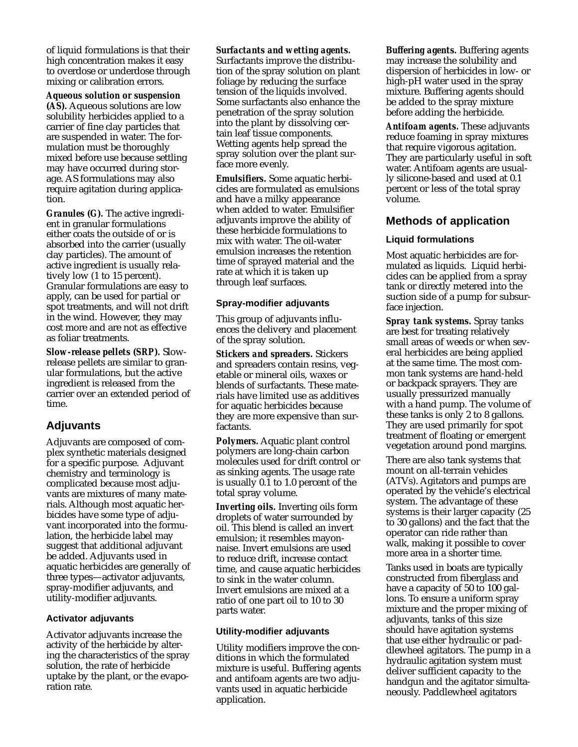of liquid formulations is that their high concentration makes it easy to overdose or underdose through mixing or calibration errors.

***Aqueous solution or suspension (AS).*** Aqueous solutions are low solubility herbicides applied to a carrier of fine clay particles that are suspended in water. The formulation must be thoroughly mixed before use because settling may have occurred during storage. AS formulations may also require agitation during application.

***Granules (G).*** The active ingredient in granular formulations either coats the outside of or is absorbed into the carrier (usually clay particles). The amount of active ingredient is usually relatively low (1 to 15 percent). Granular formulations are easy to apply, can be used for partial or spot treatments, and will not drift in the wind. However, they may cost more and are not as effective as foliar treatments.

***Slow-release pellets (SRP).*** Slow-release pellets are similar to granular formulations, but the active ingredient is released from the carrier over an extended period of time.

## Adjuvants

Adjuvants are composed of complex synthetic materials designed for a specific purpose. Adjuvant chemistry and terminology is complicated because most adjuvants are mixtures of many materials. Although most aquatic herbicides have some type of adjuvant incorporated into the formulation, the herbicide label may suggest that additional adjuvant be added. Adjuvants used in aquatic herbicides are generally of three types—activator adjuvants, spray-modifier adjuvants, and utility-modifier adjuvants.

### Activator adjuvants

Activator adjuvants increase the activity of the herbicide by altering the characteristics of the spray solution, the rate of herbicide uptake by the plant, or the evaporation rate.

***Surfactants and wetting agents.*** Surfactants improve the distribution of the spray solution on plant foliage by reducing the surface tension of the liquids involved. Some surfactants also enhance the penetration of the spray solution into the plant by dissolving certain leaf tissue components. Wetting agents help spread the spray solution over the plant surface more evenly.

***Emulsifiers.*** Some aquatic herbicides are formulated as emulsions and have a milky appearance when added to water. Emulsifier adjuvants improve the ability of these herbicide formulations to mix with water. The oil-water emulsion increases the retention time of sprayed material and the rate at which it is taken up through leaf surfaces.

### Spray-modifier adjuvants

This group of adjuvants influences the delivery and placement of the spray solution.

***Stickers and spreaders.*** Stickers and spreaders contain resins, vegetable or mineral oils, waxes or blends of surfactants. These materials have limited use as additives for aquatic herbicides because they are more expensive than surfactants.

***Polymers.*** Aquatic plant control polymers are long-chain carbon molecules used for drift control or as sinking agents. The usage rate is usually 0.1 to 1.0 percent of the total spray volume.

***Inverting oils.*** Inverting oils form droplets of water surrounded by oil. This blend is called an invert emulsion; it resembles mayonnaise. Invert emulsions are used to reduce drift, increase contact time, and cause aquatic herbicides to sink in the water column. Invert emulsions are mixed at a ratio of one part oil to 10 to 30 parts water.

### Utility-modifier adjuvants

Utility modifiers improve the conditions in which the formulated mixture is useful. Buffering agents and antifoam agents are two adjuvants used in aquatic herbicide application.

***Buffering agents.*** Buffering agents may increase the solubility and dispersion of herbicides in low- or high-pH water used in the spray mixture. Buffering agents should be added to the spray mixture before adding the herbicide.

***Antifoam agents.*** These adjuvants reduce foaming in spray mixtures that require vigorous agitation. They are particularly useful in soft water. Antifoam agents are usually silicone-based and used at 0.1 percent or less of the total spray volume.

## Methods of application

### Liquid formulations

Most aquatic herbicides are formulated as liquids. Liquid herbicides can be applied from a spray tank or directly metered into the suction side of a pump for subsurface injection.

***Spray tank systems.*** Spray tanks are best for treating relatively small areas of weeds or when several herbicides are being applied at the same time. The most common tank systems are hand-held or backpack sprayers. They are usually pressurized manually with a hand pump. The volume of these tanks is only 2 to 8 gallons. They are used primarily for spot treatment of floating or emergent vegetation around pond margins.

There are also tank systems that mount on all-terrain vehicles (ATVs). Agitators and pumps are operated by the vehicle's electrical system. The advantage of these systems is their larger capacity (25 to 30 gallons) and the fact that the operator can ride rather than walk, making it possible to cover more area in a shorter time.

Tanks used in boats are typically constructed from fiberglass and have a capacity of 50 to 100 gallons. To ensure a uniform spray mixture and the proper mixing of adjuvants, tanks of this size should have agitation systems that use either hydraulic or paddlewheel agitators. The pump in a hydraulic agitation system must deliver sufficient capacity to the handgun and the agitator simultaneously. Paddlewheel agitators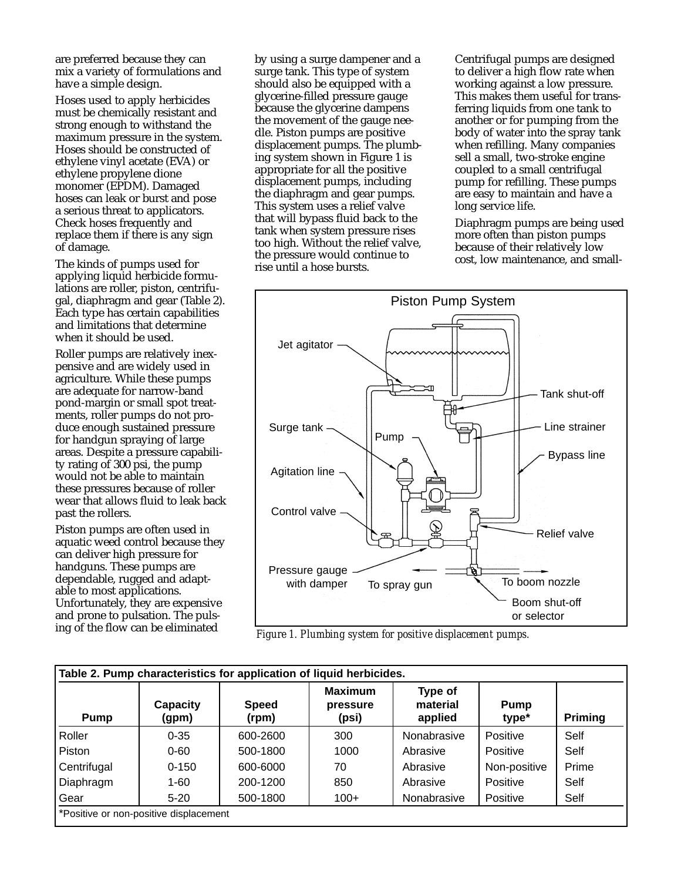are preferred because they can mix a variety of formulations and have a simple design.

Hoses used to apply herbicides must be chemically resistant and strong enough to withstand the maximum pressure in the system. Hoses should be constructed of ethylene vinyl acetate (EVA) or ethylene propylene dione monomer (EPDM). Damaged hoses can leak or burst and pose a serious threat to applicators. Check hoses frequently and replace them if there is any sign of damage.

The kinds of pumps used for applying liquid herbicide formulations are roller, piston, centrifugal, diaphragm and gear (Table 2). Each type has certain capabilities and limitations that determine when it should be used.

Roller pumps are relatively inexpensive and are widely used in agriculture. While these pumps are adequate for narrow-band pond-margin or small spot treatments, roller pumps do not produce enough sustained pressure for handgun spraying of large areas. Despite a pressure capability rating of 300 psi, the pump would not be able to maintain these pressures because of roller wear that allows fluid to leak back past the rollers.

Piston pumps are often used in aquatic weed control because they can deliver high pressure for handguns. These pumps are dependable, rugged and adaptable to most applications. Unfortunately, they are expensive and prone to pulsation. The pulsing of the flow can be eliminated by using a surge dampener and a surge tank. This type of system should also be equipped with a glycerine-filled pressure gauge because the glycerine dampens the movement of the gauge needle. Piston pumps are positive displacement pumps. The plumbing system shown in Figure 1 is appropriate for all the positive displacement pumps, including the diaphragm and gear pumps. This system uses a relief valve that will bypass fluid back to the tank when system pressure rises too high. Without the relief valve, the pressure would continue to rise until a hose bursts.

Centrifugal pumps are designed to deliver a high flow rate when working against a low pressure. This makes them useful for transferring liquids from one tank to another or for pumping from the body of water into the spray tank when refilling. Many companies sell a small, two-stroke engine coupled to a small centrifugal pump for refilling. These pumps are easy to maintain and have a long service life.

Diaphragm pumps are being used more often than piston pumps because of their relatively low cost, low maintenance, and small-

Piston Pump System

Jet agitator, Tank shut-off, Surge tank, Pump, Line strainer, Bypass line, Agitation line, Control valve, Relief valve, Pressure gauge with damper, To spray gun, To boom nozzle, Boom shut-off or selector

*Figure 1. Plumbing system for positive displacement pumps.*

**Table 2. Pump characteristics for application of liquid herbicides.**

| Pump | Capacity (gpm) | Speed (rpm) | Maximum pressure (psi) | Type of material applied | Pump type* | Priming |
|---|---|---|---|---|---|---|
| Roller | 0-35 | 600-2600 | 300 | Nonabrasive | Positive | Self |
| Piston | 0-60 | 500-1800 | 1000 | Abrasive | Positive | Self |
| Centrifugal | 0-150 | 600-6000 | 70 | Abrasive | Non-positive | Prime |
| Diaphragm | 1-60 | 200-1200 | 850 | Abrasive | Positive | Self |
| Gear | 5-20 | 500-1800 | 100+ | Nonabrasive | Positive | Self |

*Positive or non-positive displacement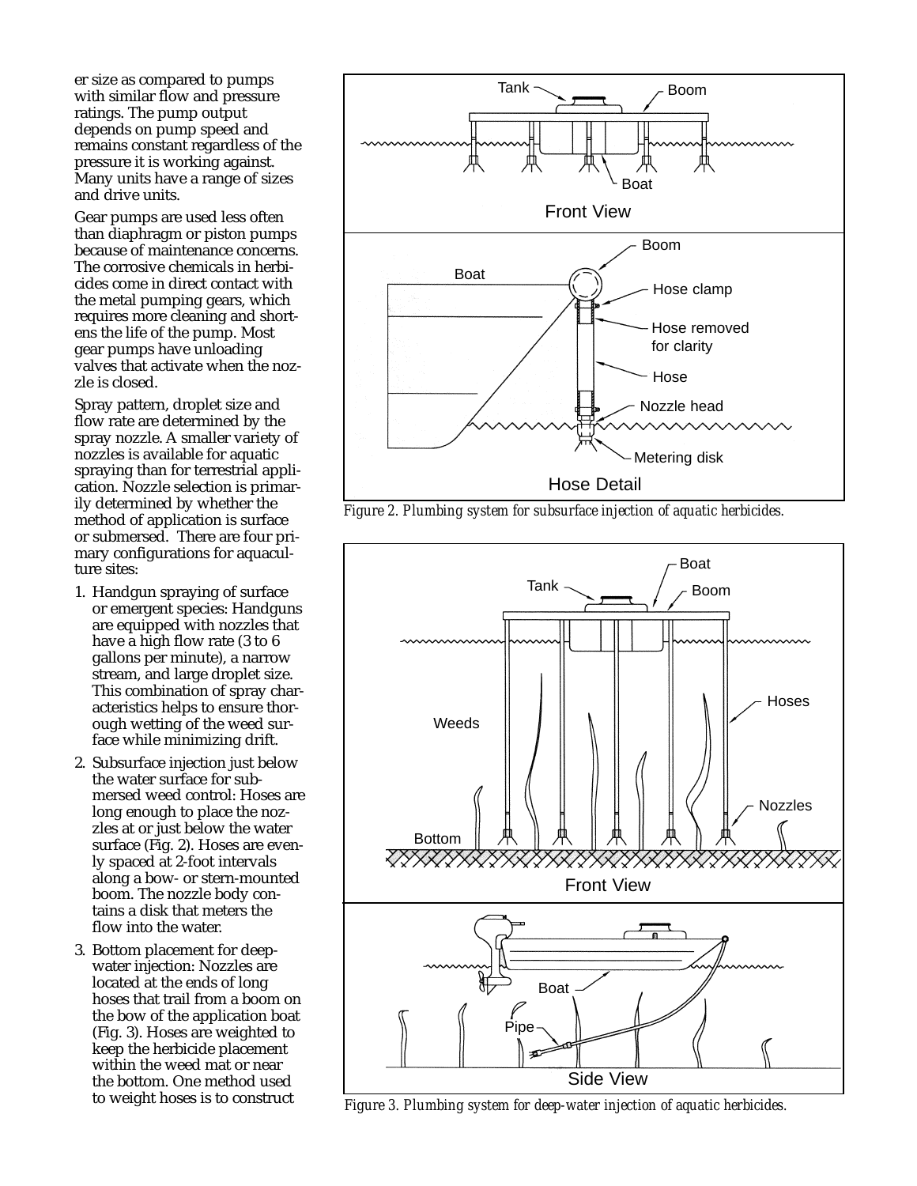er size as compared to pumps with similar flow and pressure ratings. The pump output depends on pump speed and remains constant regardless of the pressure it is working against. Many units have a range of sizes and drive units.

Gear pumps are used less often than diaphragm or piston pumps because of maintenance concerns. The corrosive chemicals in herbicides come in direct contact with the metal pumping gears, which requires more cleaning and shortens the life of the pump. Most gear pumps have unloading valves that activate when the nozzle is closed.

Spray pattern, droplet size and flow rate are determined by the spray nozzle. A smaller variety of nozzles is available for aquatic spraying than for terrestrial application. Nozzle selection is primarily determined by whether the method of application is surface or submersed. There are four primary configurations for aquaculture sites:

1. Handgun spraying of surface or emergent species: Handguns are equipped with nozzles that have a high flow rate (3 to 6 gallons per minute), a narrow stream, and large droplet size. This combination of spray characteristics helps to ensure thorough wetting of the weed surface while minimizing drift.
2. Subsurface injection just below the water surface for submersed weed control: Hoses are long enough to place the nozzles at or just below the water surface (Fig. 2). Hoses are evenly spaced at 2-foot intervals along a bow- or stern-mounted boom. The nozzle body contains a disk that meters the flow into the water.
3. Bottom placement for deep-water injection: Nozzles are located at the ends of long hoses that trail from a boom on the bow of the application boat (Fig. 3). Hoses are weighted to keep the herbicide placement within the weed mat or near the bottom. One method used to weight hoses is to construct

*Figure 2. Plumbing system for subsurface injection of aquatic herbicides.*

*Figure 3. Plumbing system for deep-water injection of aquatic herbicides.*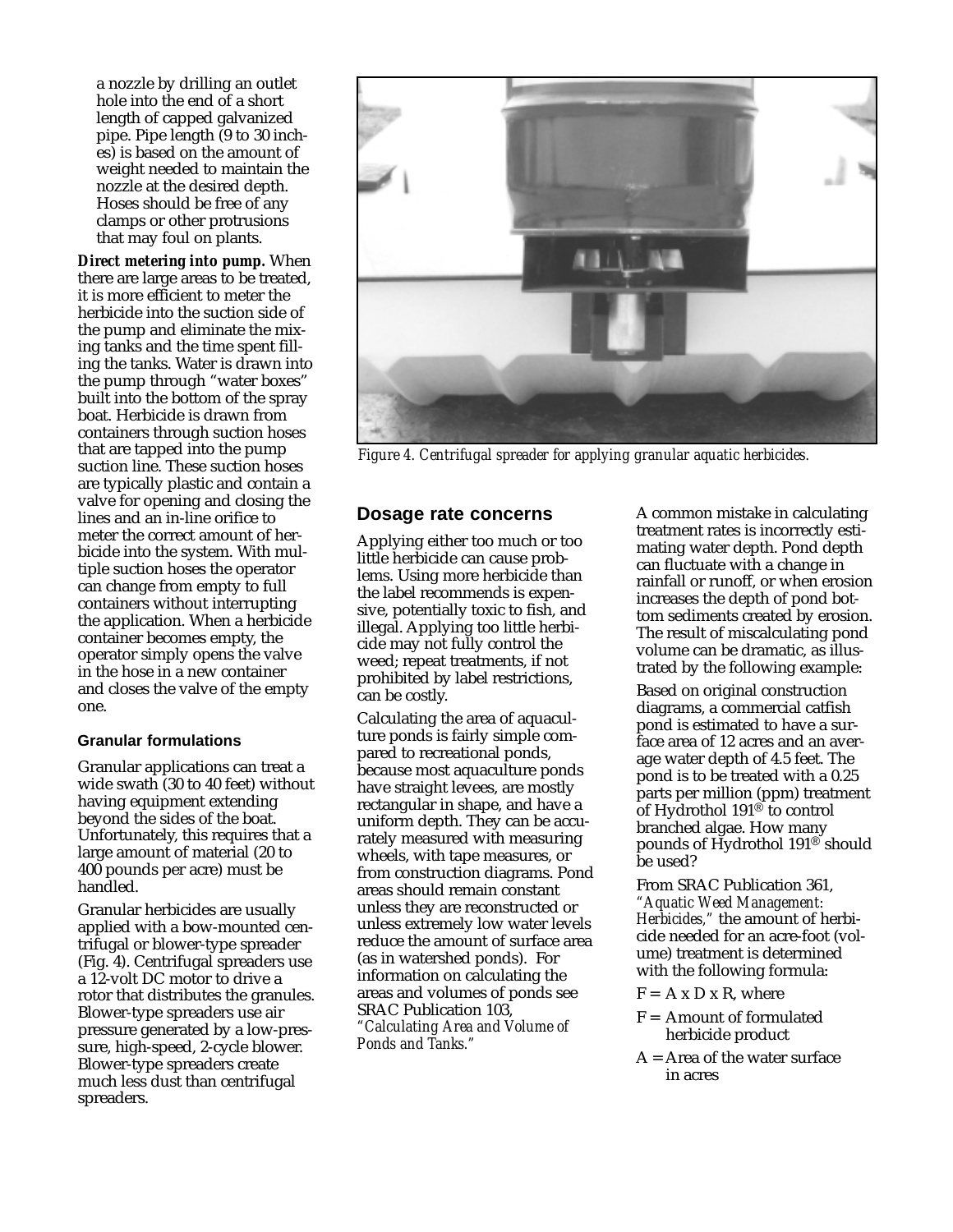a nozzle by drilling an outlet hole into the end of a short length of capped galvanized pipe. Pipe length (9 to 30 inches) is based on the amount of weight needed to maintain the nozzle at the desired depth. Hoses should be free of any clamps or other protrusions that may foul on plants.

***Direct metering into pump.*** When there are large areas to be treated, it is more efficient to meter the herbicide into the suction side of the pump and eliminate the mixing tanks and the time spent filling the tanks. Water is drawn into the pump through "water boxes" built into the bottom of the spray boat. Herbicide is drawn from containers through suction hoses that are tapped into the pump suction line. These suction hoses are typically plastic and contain a valve for opening and closing the lines and an in-line orifice to meter the correct amount of herbicide into the system. With multiple suction hoses the operator can change from empty to full containers without interrupting the application. When a herbicide container becomes empty, the operator simply opens the valve in the hose in a new container and closes the valve of the empty one.

#### Granular formulations

Granular applications can treat a wide swath (30 to 40 feet) without having equipment extending beyond the sides of the boat. Unfortunately, this requires that a large amount of material (20 to 400 pounds per acre) must be handled.

Granular herbicides are usually applied with a bow-mounted centrifugal or blower-type spreader (Fig. 4). Centrifugal spreaders use a 12-volt DC motor to drive a rotor that distributes the granules. Blower-type spreaders use air pressure generated by a low-pressure, high-speed, 2-cycle blower. Blower-type spreaders create much less dust than centrifugal spreaders.

*Figure 4. Centrifugal spreader for applying granular aquatic herbicides.*

### Dosage rate concerns

Applying either too much or too little herbicide can cause problems. Using more herbicide than the label recommends is expensive, potentially toxic to fish, and illegal. Applying too little herbicide may not fully control the weed; repeat treatments, if not prohibited by label restrictions, can be costly.

Calculating the area of aquaculture ponds is fairly simple compared to recreational ponds, because most aquaculture ponds have straight levees, are mostly rectangular in shape, and have a uniform depth. They can be accurately measured with measuring wheels, with tape measures, or from construction diagrams. Pond areas should remain constant unless they are reconstructed or unless extremely low water levels reduce the amount of surface area (as in watershed ponds). For information on calculating the areas and volumes of ponds see SRAC Publication 103, *"Calculating Area and Volume of Ponds and Tanks."*

A common mistake in calculating treatment rates is incorrectly estimating water depth. Pond depth can fluctuate with a change in rainfall or runoff, or when erosion increases the depth of pond bottom sediments created by erosion. The result of miscalculating pond volume can be dramatic, as illustrated by the following example:

Based on original construction diagrams, a commercial catfish pond is estimated to have a surface area of 12 acres and an average water depth of 4.5 feet. The pond is to be treated with a 0.25 parts per million (ppm) treatment of Hydrothol 191® to control branched algae. How many pounds of Hydrothol 191® should be used?

From SRAC Publication 361, *"Aquatic Weed Management: Herbicides,"* the amount of herbicide needed for an acre-foot (volume) treatment is determined with the following formula:

$F = A \times D \times R$, where

$F$ = Amount of formulated herbicide product

$A$ = Area of the water surface in acres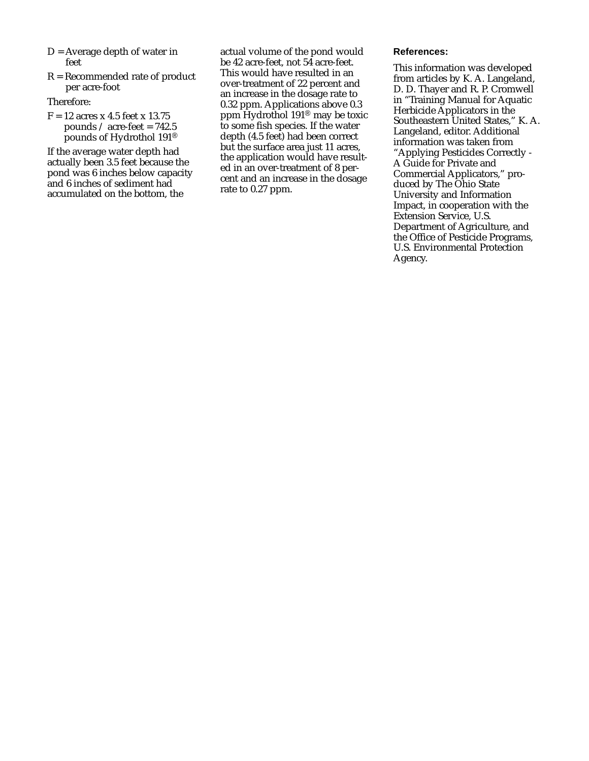D = Average depth of water in feet

R = Recommended rate of product per acre-foot

Therefore:

F = 12 acres x 4.5 feet x 13.75 pounds / acre-feet = 742.5 pounds of Hydrothol 191®

If the average water depth had actually been 3.5 feet because the pond was 6 inches below capacity and 6 inches of sediment had accumulated on the bottom, the actual volume of the pond would be 42 acre-feet, not 54 acre-feet. This would have resulted in an over-treatment of 22 percent and an increase in the dosage rate to 0.32 ppm. Applications above 0.3 ppm Hydrothol 191® may be toxic to some fish species. If the water depth (4.5 feet) had been correct but the surface area just 11 acres, the application would have resulted in an over-treatment of 8 percent and an increase in the dosage rate to 0.27 ppm.

**References:**

This information was developed from articles by K. A. Langeland, D. D. Thayer and R. P. Cromwell in "Training Manual for Aquatic Herbicide Applicators in the Southeastern United States," K. A. Langeland, editor. Additional information was taken from "Applying Pesticides Correctly - A Guide for Private and Commercial Applicators," produced by The Ohio State University and Information Impact, in cooperation with the Extension Service, U.S. Department of Agriculture, and the Office of Pesticide Programs, U.S. Environmental Protection Agency.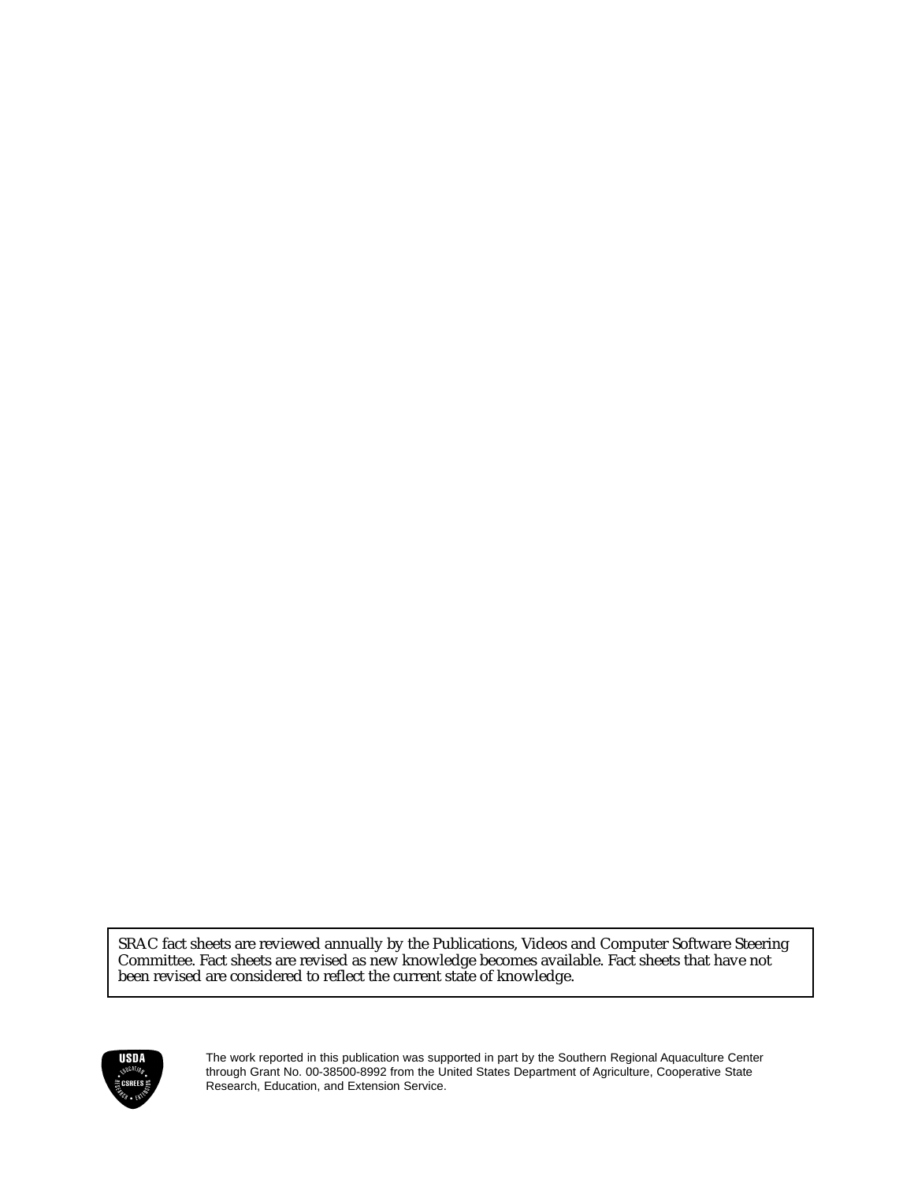SRAC fact sheets are reviewed annually by the Publications, Videos and Computer Software Steering Committee. Fact sheets are revised as new knowledge becomes available. Fact sheets that have not been revised are considered to reflect the current state of knowledge.

The work reported in this publication was supported in part by the Southern Regional Aquaculture Center through Grant No. 00-38500-8992 from the United States Department of Agriculture, Cooperative State Research, Education, and Extension Service.